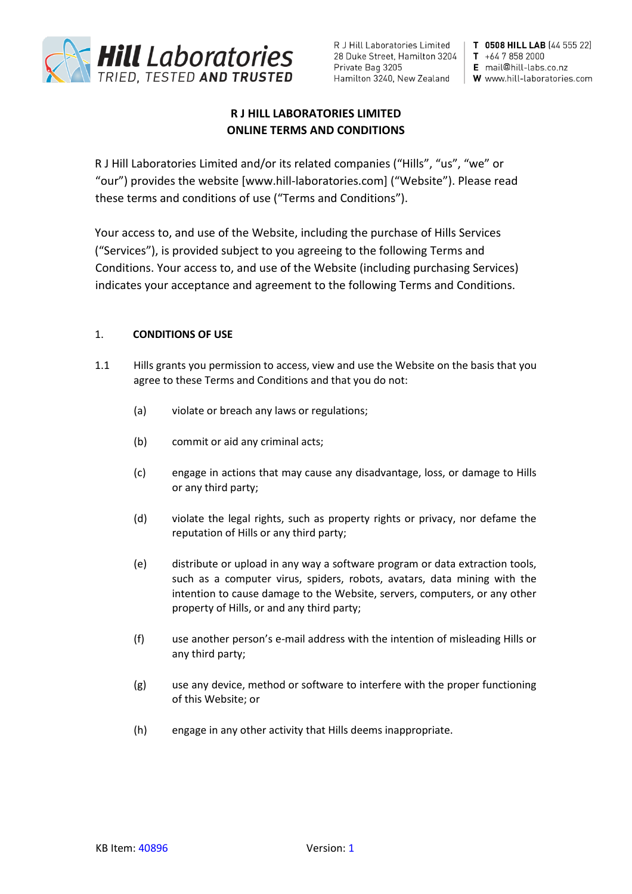# R J HILL LABORATORIES LIMITED
# ONLINE TERMS AND CONDITIONS

R J Hill Laboratories Limited and/or its related companies ("Hills", "us", "we" or "our") provides the website [www.hill-laboratories.com] ("Website"). Please read these terms and conditions of use ("Terms and Conditions").

Your access to, and use of the Website, including the purchase of Hills Services ("Services"), is provided subject to you agreeing to the following Terms and Conditions. Your access to, and use of the Website (including purchasing Services) indicates your acceptance and agreement to the following Terms and Conditions.

## 1. CONDITIONS OF USE

1.1 Hills grants you permission to access, view and use the Website on the basis that you agree to these Terms and Conditions and that you do not:

(a) violate or breach any laws or regulations;

(b) commit or aid any criminal acts;

(c) engage in actions that may cause any disadvantage, loss, or damage to Hills or any third party;

(d) violate the legal rights, such as property rights or privacy, nor defame the reputation of Hills or any third party;

(e) distribute or upload in any way a software program or data extraction tools, such as a computer virus, spiders, robots, avatars, data mining with the intention to cause damage to the Website, servers, computers, or any other property of Hills, or and any third party;

(f) use another person's e-mail address with the intention of misleading Hills or any third party;

(g) use any device, method or software to interfere with the proper functioning of this Website; or

(h) engage in any other activity that Hills deems inappropriate.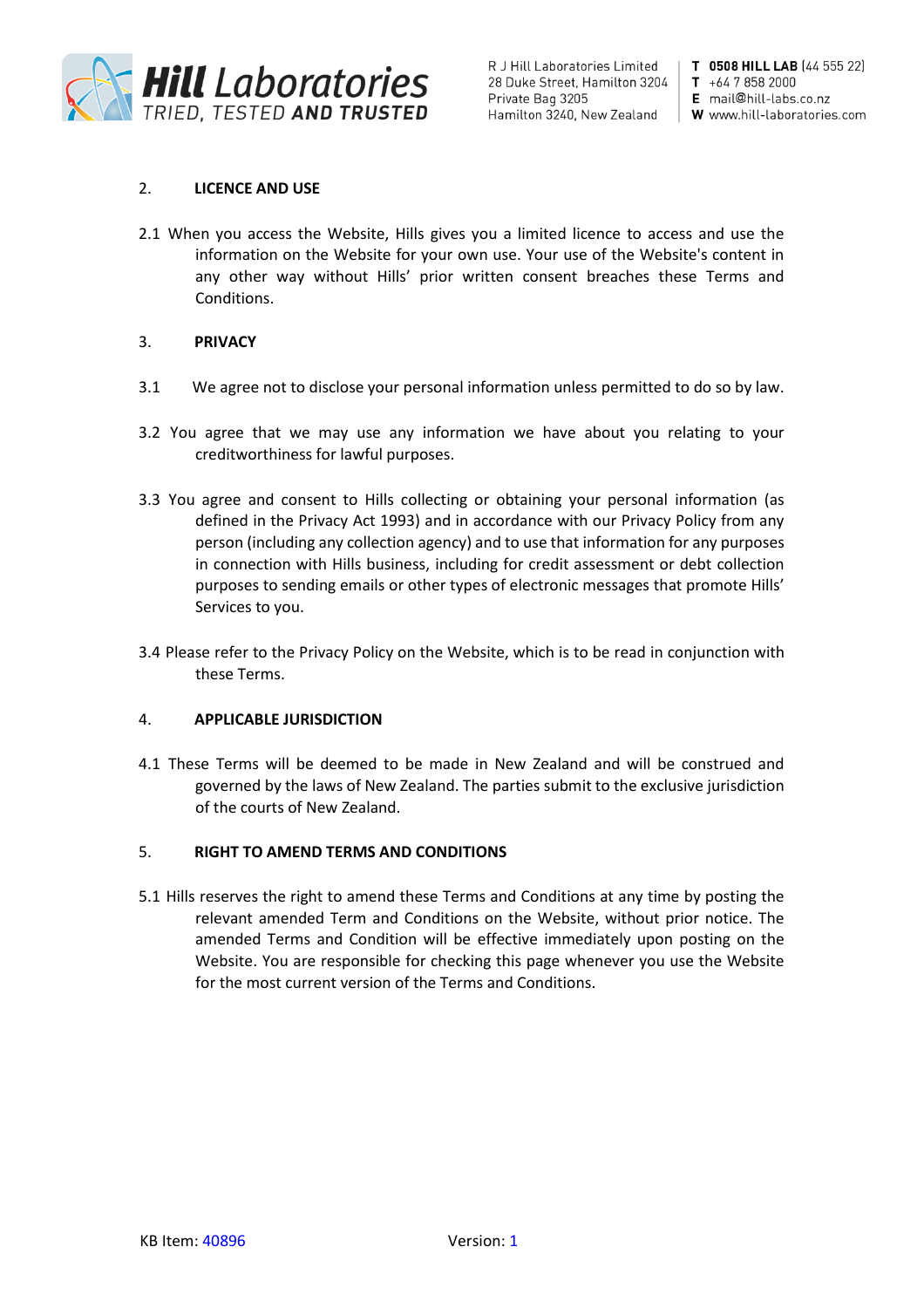## 2. LICENCE AND USE

2.1 When you access the Website, Hills gives you a limited licence to access and use the information on the Website for your own use. Your use of the Website's content in any other way without Hills' prior written consent breaches these Terms and Conditions.

## 3. PRIVACY

3.1 We agree not to disclose your personal information unless permitted to do so by law.

3.2 You agree that we may use any information we have about you relating to your creditworthiness for lawful purposes.

3.3 You agree and consent to Hills collecting or obtaining your personal information (as defined in the Privacy Act 1993) and in accordance with our Privacy Policy from any person (including any collection agency) and to use that information for any purposes in connection with Hills business, including for credit assessment or debt collection purposes to sending emails or other types of electronic messages that promote Hills' Services to you.

3.4 Please refer to the Privacy Policy on the Website, which is to be read in conjunction with these Terms.

## 4. APPLICABLE JURISDICTION

4.1 These Terms will be deemed to be made in New Zealand and will be construed and governed by the laws of New Zealand. The parties submit to the exclusive jurisdiction of the courts of New Zealand.

## 5. RIGHT TO AMEND TERMS AND CONDITIONS

5.1 Hills reserves the right to amend these Terms and Conditions at any time by posting the relevant amended Term and Conditions on the Website, without prior notice. The amended Terms and Condition will be effective immediately upon posting on the Website. You are responsible for checking this page whenever you use the Website for the most current version of the Terms and Conditions.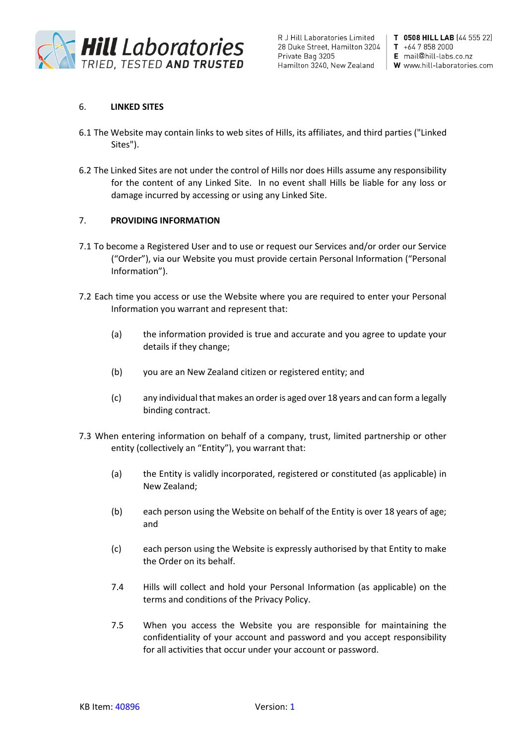## 6. LINKED SITES

6.1 The Website may contain links to web sites of Hills, its affiliates, and third parties ("Linked Sites").

6.2 The Linked Sites are not under the control of Hills nor does Hills assume any responsibility for the content of any Linked Site. In no event shall Hills be liable for any loss or damage incurred by accessing or using any Linked Site.

## 7. PROVIDING INFORMATION

7.1 To become a Registered User and to use or request our Services and/or order our Service (“Order”), via our Website you must provide certain Personal Information (“Personal Information”).

7.2 Each time you access or use the Website where you are required to enter your Personal Information you warrant and represent that:

(a) the information provided is true and accurate and you agree to update your details if they change;

(b) you are an New Zealand citizen or registered entity; and

(c) any individual that makes an order is aged over 18 years and can form a legally binding contract.

7.3 When entering information on behalf of a company, trust, limited partnership or other entity (collectively an “Entity”), you warrant that:

(a) the Entity is validly incorporated, registered or constituted (as applicable) in New Zealand;

(b) each person using the Website on behalf of the Entity is over 18 years of age; and

(c) each person using the Website is expressly authorised by that Entity to make the Order on its behalf.

7.4 Hills will collect and hold your Personal Information (as applicable) on the terms and conditions of the Privacy Policy.

7.5 When you access the Website you are responsible for maintaining the confidentiality of your account and password and you accept responsibility for all activities that occur under your account or password.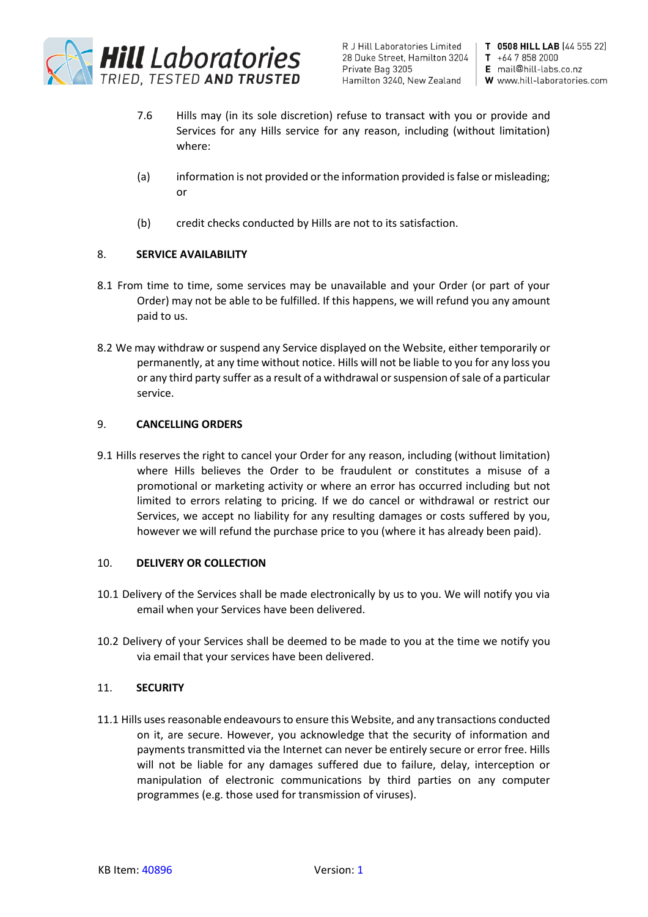7.6 Hills may (in its sole discretion) refuse to transact with you or provide and Services for any Hills service for any reason, including (without limitation) where:

(a) information is not provided or the information provided is false or misleading; or

(b) credit checks conducted by Hills are not to its satisfaction.

## 8. SERVICE AVAILABILITY

8.1 From time to time, some services may be unavailable and your Order (or part of your Order) may not be able to be fulfilled. If this happens, we will refund you any amount paid to us.

8.2 We may withdraw or suspend any Service displayed on the Website, either temporarily or permanently, at any time without notice. Hills will not be liable to you for any loss you or any third party suffer as a result of a withdrawal or suspension of sale of a particular service.

## 9. CANCELLING ORDERS

9.1 Hills reserves the right to cancel your Order for any reason, including (without limitation) where Hills believes the Order to be fraudulent or constitutes a misuse of a promotional or marketing activity or where an error has occurred including but not limited to errors relating to pricing. If we do cancel or withdrawal or restrict our Services, we accept no liability for any resulting damages or costs suffered by you, however we will refund the purchase price to you (where it has already been paid).

## 10. DELIVERY OR COLLECTION

10.1 Delivery of the Services shall be made electronically by us to you. We will notify you via email when your Services have been delivered.

10.2 Delivery of your Services shall be deemed to be made to you at the time we notify you via email that your services have been delivered.

## 11. SECURITY

11.1 Hills uses reasonable endeavours to ensure this Website, and any transactions conducted on it, are secure. However, you acknowledge that the security of information and payments transmitted via the Internet can never be entirely secure or error free. Hills will not be liable for any damages suffered due to failure, delay, interception or manipulation of electronic communications by third parties on any computer programmes (e.g. those used for transmission of viruses).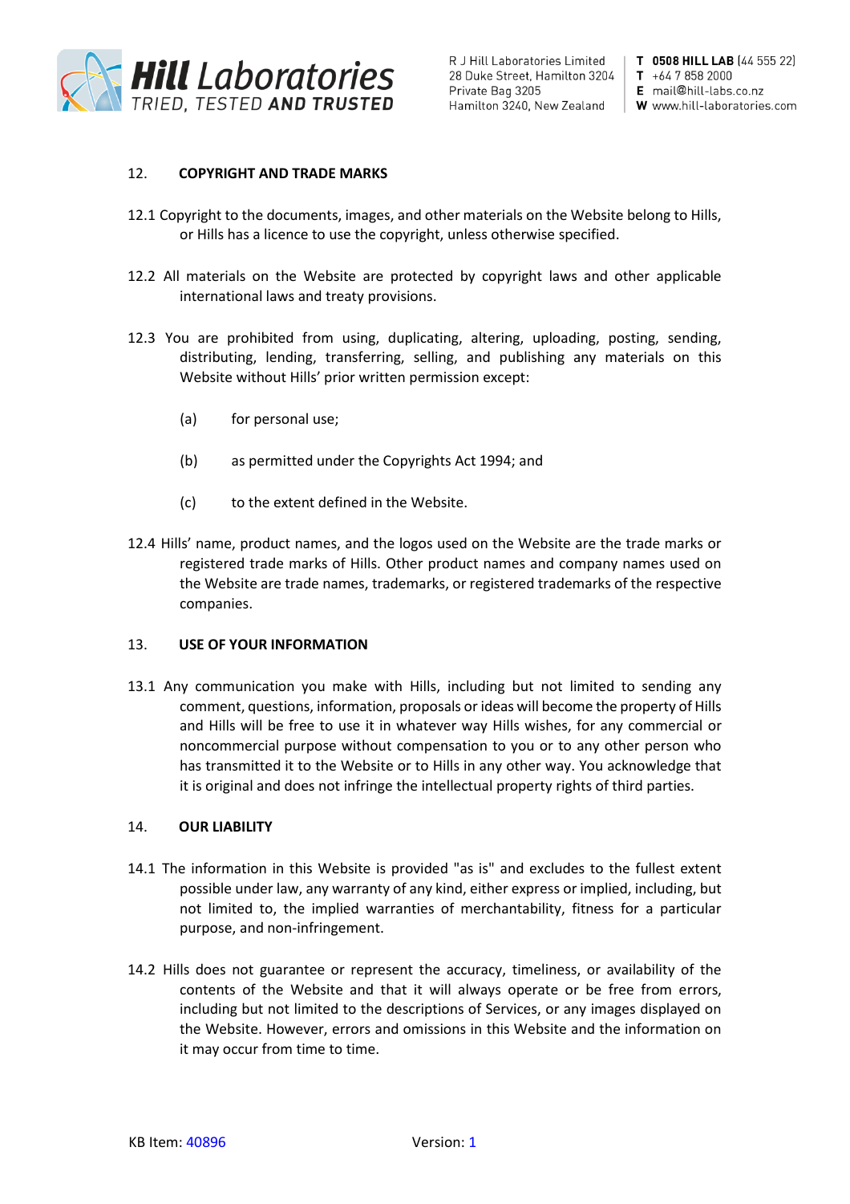## 12. COPYRIGHT AND TRADE MARKS

12.1 Copyright to the documents, images, and other materials on the Website belong to Hills, or Hills has a licence to use the copyright, unless otherwise specified.

12.2 All materials on the Website are protected by copyright laws and other applicable international laws and treaty provisions.

12.3 You are prohibited from using, duplicating, altering, uploading, posting, sending, distributing, lending, transferring, selling, and publishing any materials on this Website without Hills' prior written permission except:

(a) for personal use;

(b) as permitted under the Copyrights Act 1994; and

(c) to the extent defined in the Website.

12.4 Hills' name, product names, and the logos used on the Website are the trade marks or registered trade marks of Hills. Other product names and company names used on the Website are trade names, trademarks, or registered trademarks of the respective companies.

## 13. USE OF YOUR INFORMATION

13.1 Any communication you make with Hills, including but not limited to sending any comment, questions, information, proposals or ideas will become the property of Hills and Hills will be free to use it in whatever way Hills wishes, for any commercial or noncommercial purpose without compensation to you or to any other person who has transmitted it to the Website or to Hills in any other way. You acknowledge that it is original and does not infringe the intellectual property rights of third parties.

## 14. OUR LIABILITY

14.1 The information in this Website is provided "as is" and excludes to the fullest extent possible under law, any warranty of any kind, either express or implied, including, but not limited to, the implied warranties of merchantability, fitness for a particular purpose, and non-infringement.

14.2 Hills does not guarantee or represent the accuracy, timeliness, or availability of the contents of the Website and that it will always operate or be free from errors, including but not limited to the descriptions of Services, or any images displayed on the Website. However, errors and omissions in this Website and the information on it may occur from time to time.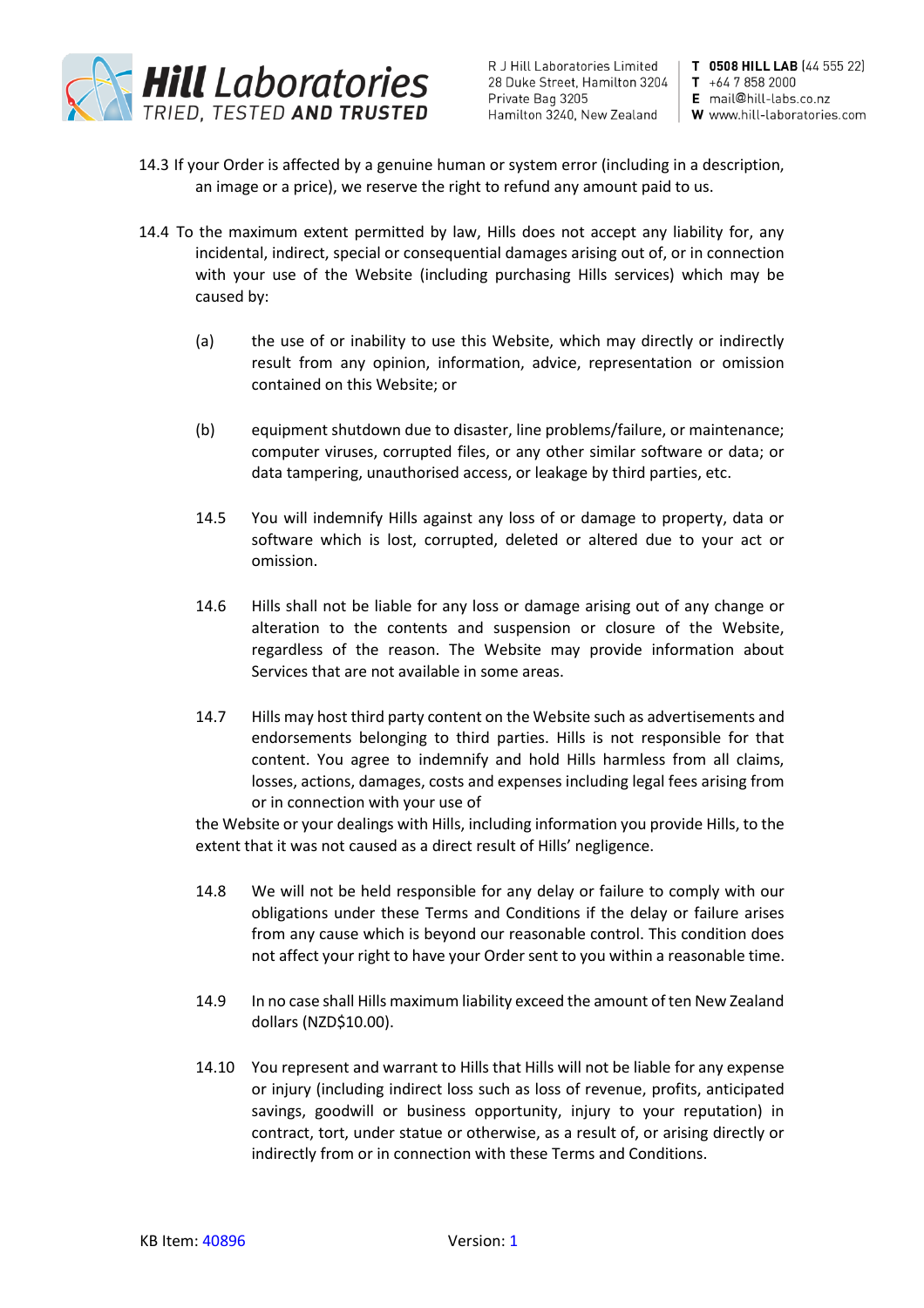14.3 If your Order is affected by a genuine human or system error (including in a description, an image or a price), we reserve the right to refund any amount paid to us.

14.4 To the maximum extent permitted by law, Hills does not accept any liability for, any incidental, indirect, special or consequential damages arising out of, or in connection with your use of the Website (including purchasing Hills services) which may be caused by:

(a) the use of or inability to use this Website, which may directly or indirectly result from any opinion, information, advice, representation or omission contained on this Website; or

(b) equipment shutdown due to disaster, line problems/failure, or maintenance; computer viruses, corrupted files, or any other similar software or data; or data tampering, unauthorised access, or leakage by third parties, etc.

14.5 You will indemnify Hills against any loss of or damage to property, data or software which is lost, corrupted, deleted or altered due to your act or omission.

14.6 Hills shall not be liable for any loss or damage arising out of any change or alteration to the contents and suspension or closure of the Website, regardless of the reason. The Website may provide information about Services that are not available in some areas.

14.7 Hills may host third party content on the Website such as advertisements and endorsements belonging to third parties. Hills is not responsible for that content. You agree to indemnify and hold Hills harmless from all claims, losses, actions, damages, costs and expenses including legal fees arising from or in connection with your use of the Website or your dealings with Hills, including information you provide Hills, to the extent that it was not caused as a direct result of Hills' negligence.

14.8 We will not be held responsible for any delay or failure to comply with our obligations under these Terms and Conditions if the delay or failure arises from any cause which is beyond our reasonable control. This condition does not affect your right to have your Order sent to you within a reasonable time.

14.9 In no case shall Hills maximum liability exceed the amount of ten New Zealand dollars (NZD$10.00).

14.10 You represent and warrant to Hills that Hills will not be liable for any expense or injury (including indirect loss such as loss of revenue, profits, anticipated savings, goodwill or business opportunity, injury to your reputation) in contract, tort, under statue or otherwise, as a result of, or arising directly or indirectly from or in connection with these Terms and Conditions.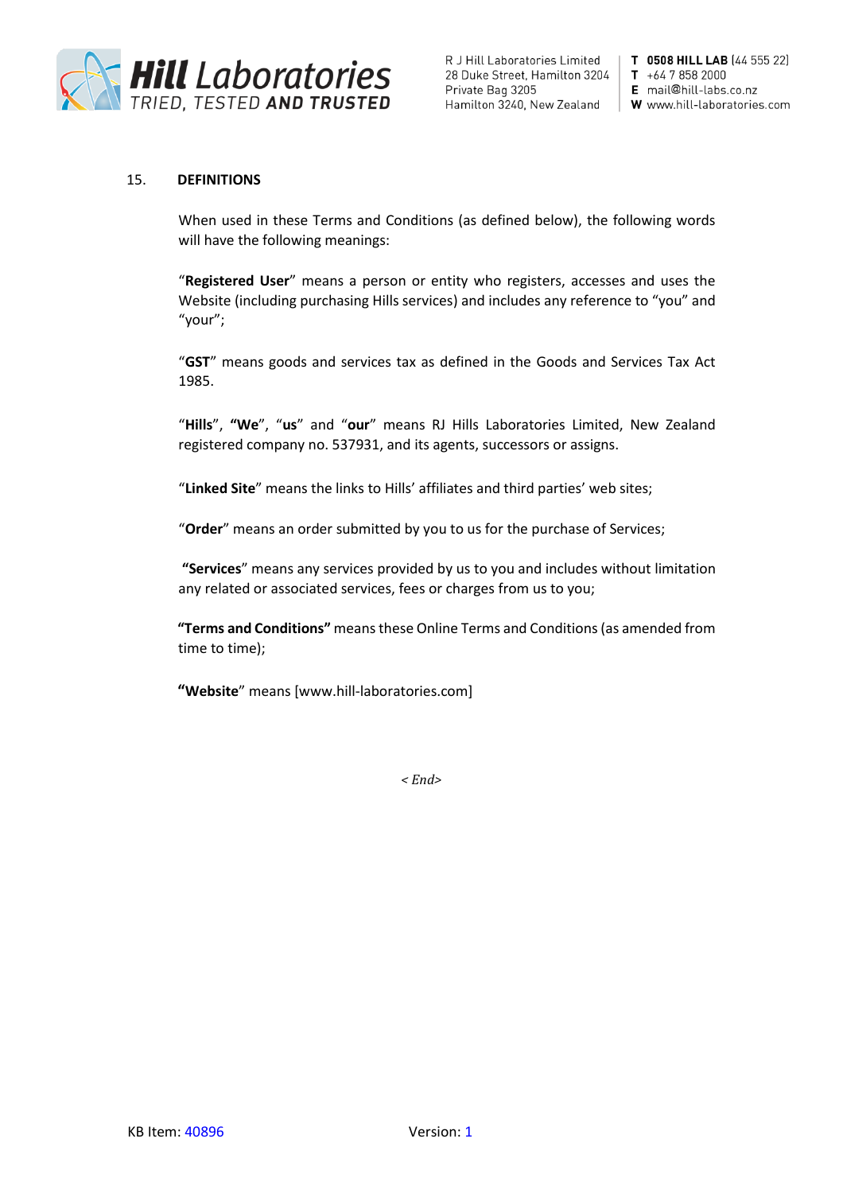15. **DEFINITIONS**

When used in these Terms and Conditions (as defined below), the following words will have the following meanings:

"**Registered User**" means a person or entity who registers, accesses and uses the Website (including purchasing Hills services) and includes any reference to "you" and "your";

"**GST**" means goods and services tax as defined in the Goods and Services Tax Act 1985.

"**Hills**", **"We**", "**us**" and "**our**" means RJ Hills Laboratories Limited, New Zealand registered company no. 537931, and its agents, successors or assigns.

"**Linked Site**" means the links to Hills' affiliates and third parties' web sites;

"**Order**" means an order submitted by you to us for the purchase of Services;

**"Services**" means any services provided by us to you and includes without limitation any related or associated services, fees or charges from us to you;

**"Terms and Conditions"** means these Online Terms and Conditions (as amended from time to time);

**"Website**" means [www.hill-laboratories.com]

*< End>*

KB Item: 40896 Version: 1